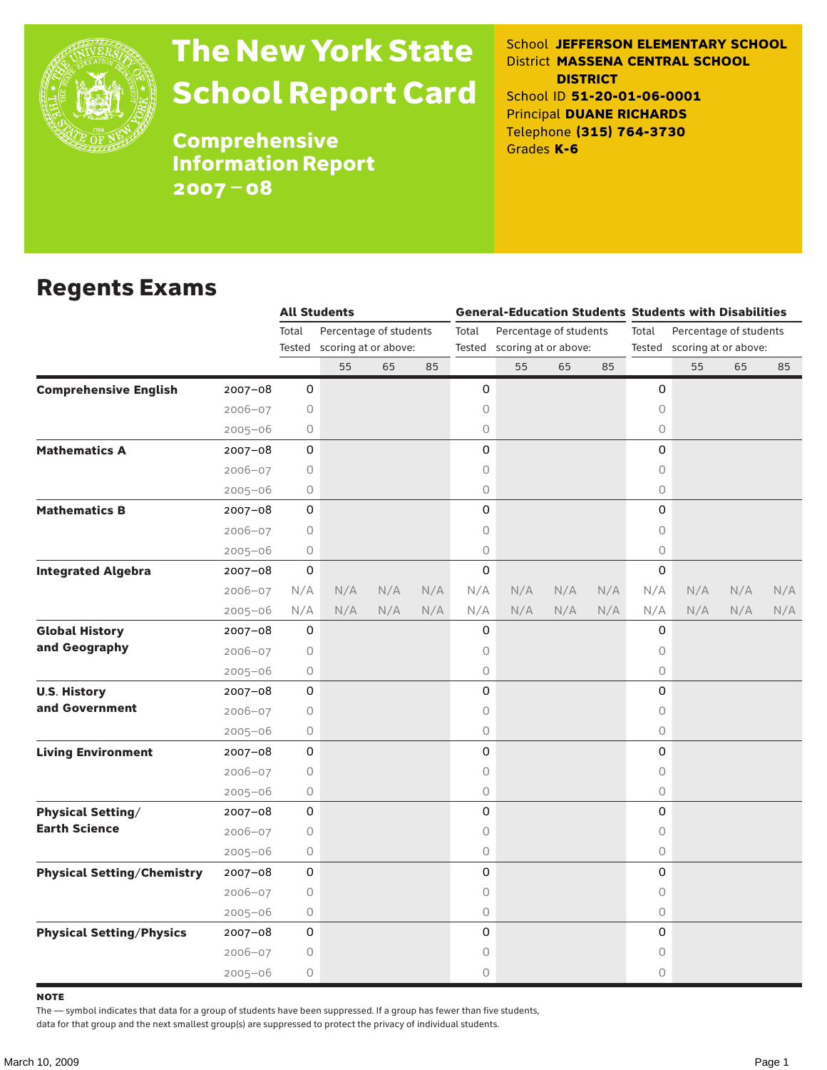# The New York State School Report Card

**Comprehensive Information Report 2007–08**

School **JEFFERSON ELEMENTARY SCHOOL**
District **MASSENA CENTRAL SCHOOL DISTRICT**
School ID **51-20-01-06-0001**
Principal **DUANE RICHARDS**
Telephone **(315) 764-3730**
Grades **K-6**

## Regents Exams

| | | All Students | | | | General-Education Students | | | | Students with Disabilities | | | |
|---|---|---|---|---|---|---|---|---|---|---|---|---|---|
| | | Total Tested | Percentage of students scoring at or above: | | | Total Tested | Percentage of students scoring at or above: | | | Total Tested | Percentage of students scoring at or above: | | |
| | | | 55 | 65 | 85 | | 55 | 65 | 85 | | 55 | 65 | 85 |
| **Comprehensive English** | 2007–08 | 0 | | | | 0 | | | | 0 | | | |
| | 2006–07 | 0 | | | | 0 | | | | 0 | | | |
| | 2005–06 | 0 | | | | 0 | | | | 0 | | | |
| **Mathematics A** | 2007–08 | 0 | | | | 0 | | | | 0 | | | |
| | 2006–07 | 0 | | | | 0 | | | | 0 | | | |
| | 2005–06 | 0 | | | | 0 | | | | 0 | | | |
| **Mathematics B** | 2007–08 | 0 | | | | 0 | | | | 0 | | | |
| | 2006–07 | 0 | | | | 0 | | | | 0 | | | |
| | 2005–06 | 0 | | | | 0 | | | | 0 | | | |
| **Integrated Algebra** | 2007–08 | 0 | | | | 0 | | | | 0 | | | |
| | 2006–07 | N/A | N/A | N/A | N/A | N/A | N/A | N/A | N/A | N/A | N/A | N/A | N/A |
| | 2005–06 | N/A | N/A | N/A | N/A | N/A | N/A | N/A | N/A | N/A | N/A | N/A | N/A |
| **Global History and Geography** | 2007–08 | 0 | | | | 0 | | | | 0 | | | |
| | 2006–07 | 0 | | | | 0 | | | | 0 | | | |
| | 2005–06 | 0 | | | | 0 | | | | 0 | | | |
| **U.S. History and Government** | 2007–08 | 0 | | | | 0 | | | | 0 | | | |
| | 2006–07 | 0 | | | | 0 | | | | 0 | | | |
| | 2005–06 | 0 | | | | 0 | | | | 0 | | | |
| **Living Environment** | 2007–08 | 0 | | | | 0 | | | | 0 | | | |
| | 2006–07 | 0 | | | | 0 | | | | 0 | | | |
| | 2005–06 | 0 | | | | 0 | | | | 0 | | | |
| **Physical Setting/ Earth Science** | 2007–08 | 0 | | | | 0 | | | | 0 | | | |
| | 2006–07 | 0 | | | | 0 | | | | 0 | | | |
| | 2005–06 | 0 | | | | 0 | | | | 0 | | | |
| **Physical Setting/Chemistry** | 2007–08 | 0 | | | | 0 | | | | 0 | | | |
| | 2006–07 | 0 | | | | 0 | | | | 0 | | | |
| | 2005–06 | 0 | | | | 0 | | | | 0 | | | |
| **Physical Setting/Physics** | 2007–08 | 0 | | | | 0 | | | | 0 | | | |
| | 2006–07 | 0 | | | | 0 | | | | 0 | | | |
| | 2005–06 | 0 | | | | 0 | | | | 0 | | | |

**NOTE**

The — symbol indicates that data for a group of students have been suppressed. If a group has fewer than five students, data for that group and the next smallest group(s) are suppressed to protect the privacy of individual students.

March 10, 2009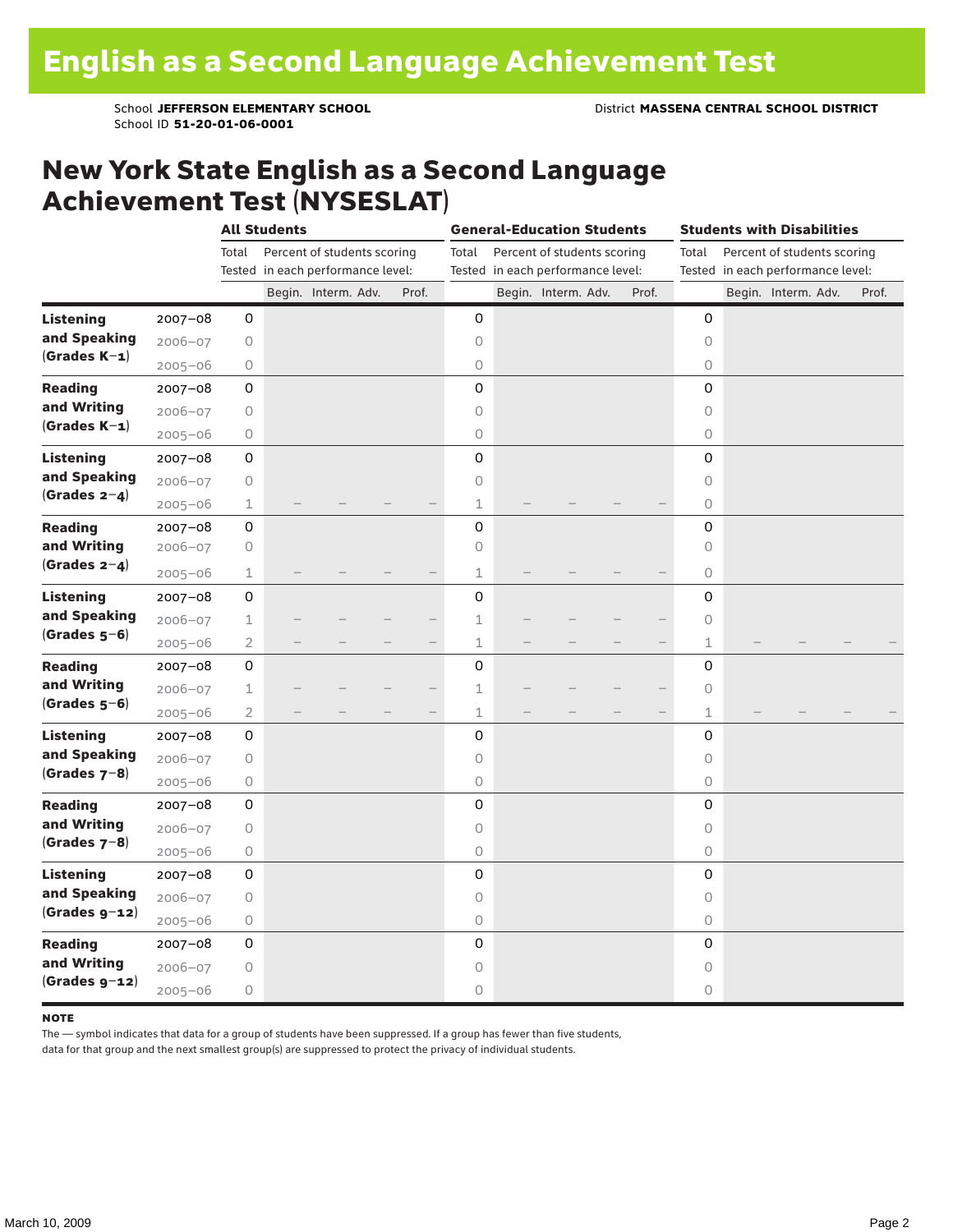# English as a Second Language Achievement Test

School **JEFFERSON ELEMENTARY SCHOOL** District **MASSENA CENTRAL SCHOOL DISTRICT**
School ID **51-20-01-06-0001**

## New York State English as a Second Language Achievement Test (NYSESLAT)

| | | All Students | | | | | General-Education Students | | | | | Students with Disabilities | | | | |
|---|---|---|---|---|---|---|---|---|---|---|---|---|---|---|---|---|
| | | Total Tested | Percent of students scoring in each performance level: | | | | Total Tested | Percent of students scoring in each performance level: | | | | Total Tested | Percent of students scoring in each performance level: | | | |
| | | | Begin. | Interm. | Adv. | Prof. | | Begin. | Interm. | Adv. | Prof. | | Begin. | Interm. | Adv. | Prof. |
| **Listening and Speaking (Grades K–1)** | 2007–08 | 0 | | | | | 0 | | | | | 0 | | | | |
| | 2006–07 | 0 | | | | | 0 | | | | | 0 | | | | |
| | 2005–06 | 0 | | | | | 0 | | | | | 0 | | | | |
| **Reading and Writing (Grades K–1)** | 2007–08 | 0 | | | | | 0 | | | | | 0 | | | | |
| | 2006–07 | 0 | | | | | 0 | | | | | 0 | | | | |
| | 2005–06 | 0 | | | | | 0 | | | | | 0 | | | | |
| **Listening and Speaking (Grades 2–4)** | 2007–08 | 0 | | | | | 0 | | | | | 0 | | | | |
| | 2006–07 | 0 | | | | | 0 | | | | | 0 | | | | |
| | 2005–06 | 1 | – | – | – | – | 1 | – | – | – | – | 0 | | | | |
| **Reading and Writing (Grades 2–4)** | 2007–08 | 0 | | | | | 0 | | | | | 0 | | | | |
| | 2006–07 | 0 | | | | | 0 | | | | | 0 | | | | |
| | 2005–06 | 1 | – | – | – | – | 1 | – | – | – | – | 0 | | | | |
| **Listening and Speaking (Grades 5–6)** | 2007–08 | 0 | | | | | 0 | | | | | 0 | | | | |
| | 2006–07 | 1 | – | – | – | – | 1 | – | – | – | – | 0 | | | | |
| | 2005–06 | 2 | – | – | – | – | 1 | – | – | – | – | 1 | – | – | – | – |
| **Reading and Writing (Grades 5–6)** | 2007–08 | 0 | | | | | 0 | | | | | 0 | | | | |
| | 2006–07 | 1 | – | – | – | – | 1 | – | – | – | – | 0 | | | | |
| | 2005–06 | 2 | – | – | – | – | 1 | – | – | – | – | 1 | – | – | – | – |
| **Listening and Speaking (Grades 7–8)** | 2007–08 | 0 | | | | | 0 | | | | | 0 | | | | |
| | 2006–07 | 0 | | | | | 0 | | | | | 0 | | | | |
| | 2005–06 | 0 | | | | | 0 | | | | | 0 | | | | |
| **Reading and Writing (Grades 7–8)** | 2007–08 | 0 | | | | | 0 | | | | | 0 | | | | |
| | 2006–07 | 0 | | | | | 0 | | | | | 0 | | | | |
| | 2005–06 | 0 | | | | | 0 | | | | | 0 | | | | |
| **Listening and Speaking (Grades 9–12)** | 2007–08 | 0 | | | | | 0 | | | | | 0 | | | | |
| | 2006–07 | 0 | | | | | 0 | | | | | 0 | | | | |
| | 2005–06 | 0 | | | | | 0 | | | | | 0 | | | | |
| **Reading and Writing (Grades 9–12)** | 2007–08 | 0 | | | | | 0 | | | | | 0 | | | | |
| | 2006–07 | 0 | | | | | 0 | | | | | 0 | | | | |
| | 2005–06 | 0 | | | | | 0 | | | | | 0 | | | | |

**NOTE**

The — symbol indicates that data for a group of students have been suppressed. If a group has fewer than five students, data for that group and the next smallest group(s) are suppressed to protect the privacy of individual students.

March 10, 2009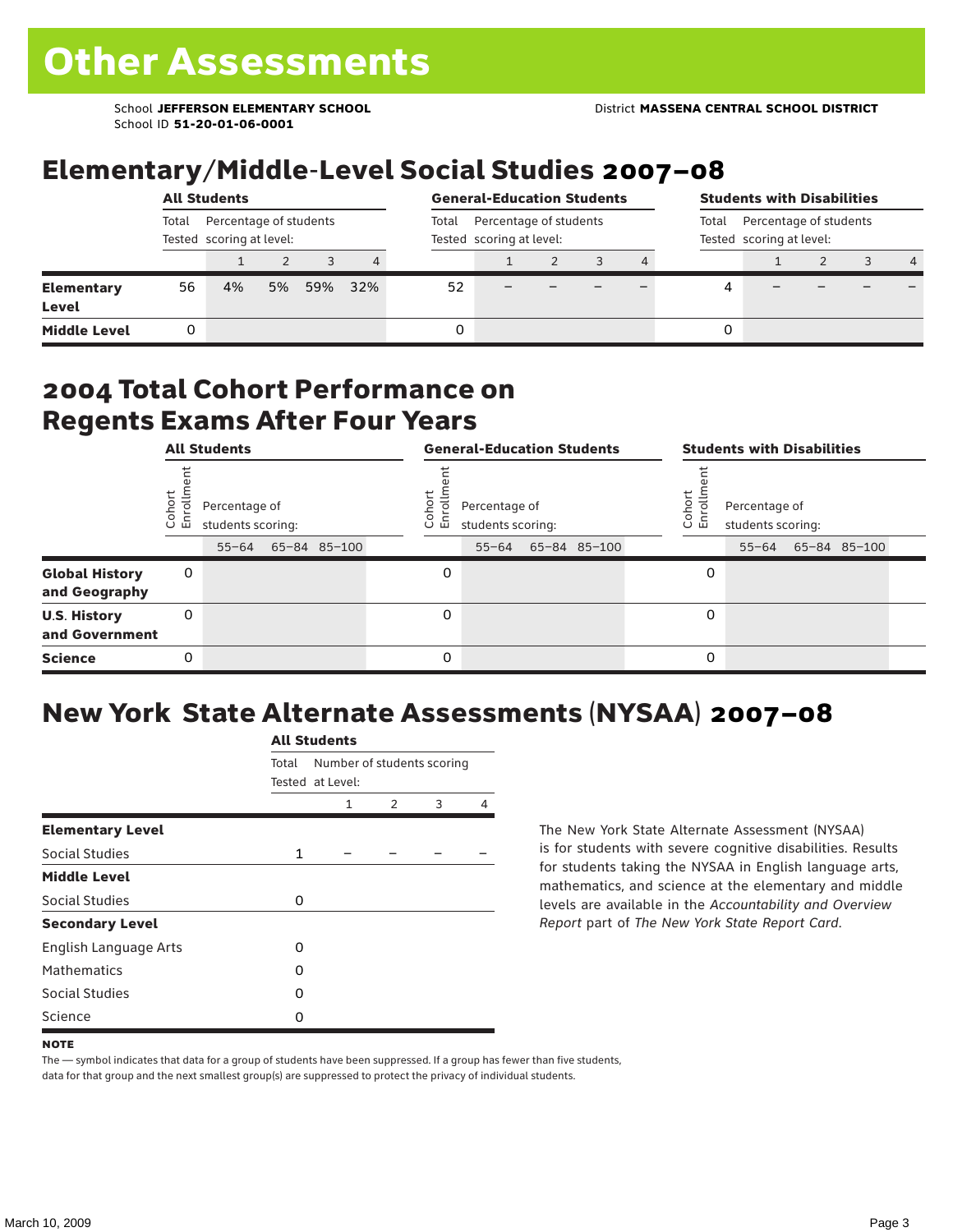# Other Assessments

School **JEFFERSON ELEMENTARY SCHOOL**
School ID **51-20-01-06-0001**

District **MASSENA CENTRAL SCHOOL DISTRICT**

## Elementary/Middle-Level Social Studies 2007–08

| | All Students | | | | | General-Education Students | | | | | Students with Disabilities | | | | |
|---|---|---|---|---|---|---|---|---|---|---|---|---|---|---|---|
| | Total Tested | Percentage of students scoring at level: | | | | Total Tested | Percentage of students scoring at level: | | | | Total Tested | Percentage of students scoring at level: | | | |
| | | 1 | 2 | 3 | 4 | | 1 | 2 | 3 | 4 | | 1 | 2 | 3 | 4 |
| **Elementary Level** | 56 | 4% | 5% | 59% | 32% | 52 | – | – | – | – | 4 | – | – | – | – |
| **Middle Level** | 0 | | | | | 0 | | | | | 0 | | | | |

## 2004 Total Cohort Performance on Regents Exams After Four Years

| | All Students | | | | General-Education Students | | | | Students with Disabilities | | | |
|---|---|---|---|---|---|---|---|---|---|---|---|---|
| | Cohort Enrollment | Percentage of students scoring: | | | Cohort Enrollment | Percentage of students scoring: | | | Cohort Enrollment | Percentage of students scoring: | | |
| | | 55–64 | 65–84 | 85–100 | | 55–64 | 65–84 | 85–100 | | 55–64 | 65–84 | 85–100 |
| **Global History and Geography** | 0 | | | | 0 | | | | 0 | | | |
| **U.S. History and Government** | 0 | | | | 0 | | | | 0 | | | |
| **Science** | 0 | | | | 0 | | | | 0 | | | |

## New York State Alternate Assessments (NYSAA) 2007–08

| | All Students | | | | |
|---|---|---|---|---|---|
| | Total Tested | Number of students scoring at Level: | | | |
| | | 1 | 2 | 3 | 4 |
| **Elementary Level** | | | | | |
| Social Studies | 1 | – | – | – | – |
| **Middle Level** | | | | | |
| Social Studies | 0 | | | | |
| **Secondary Level** | | | | | |
| English Language Arts | 0 | | | | |
| Mathematics | 0 | | | | |
| Social Studies | 0 | | | | |
| Science | 0 | | | | |

The New York State Alternate Assessment (NYSAA) is for students with severe cognitive disabilities. Results for students taking the NYSAA in English language arts, mathematics, and science at the elementary and middle levels are available in the *Accountability and Overview Report* part of *The New York State Report Card*.

**NOTE**

The — symbol indicates that data for a group of students have been suppressed. If a group has fewer than five students, data for that group and the next smallest group(s) are suppressed to protect the privacy of individual students.

March 10, 2009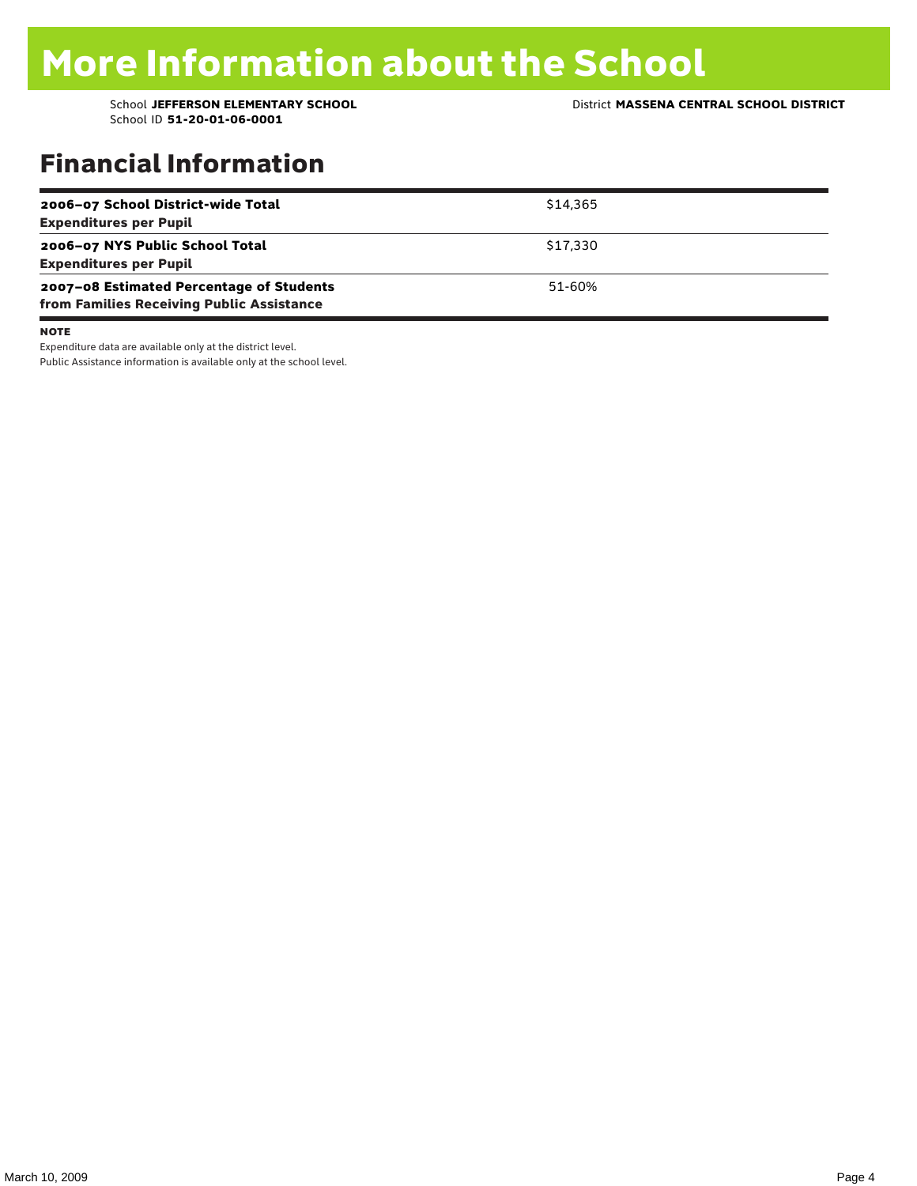# More Information about the School

School **JEFFERSON ELEMENTARY SCHOOL**
School ID **51-20-01-06-0001**

District **MASSENA CENTRAL SCHOOL DISTRICT**

## Financial Information

| | |
|---|---|
| **2006–07 School District-wide Total Expenditures per Pupil** | $14,365 |
| **2006–07 NYS Public School Total Expenditures per Pupil** | $17,330 |
| **2007–08 Estimated Percentage of Students from Families Receiving Public Assistance** | 51-60% |

**NOTE**

Expenditure data are available only at the district level.

Public Assistance information is available only at the school level.